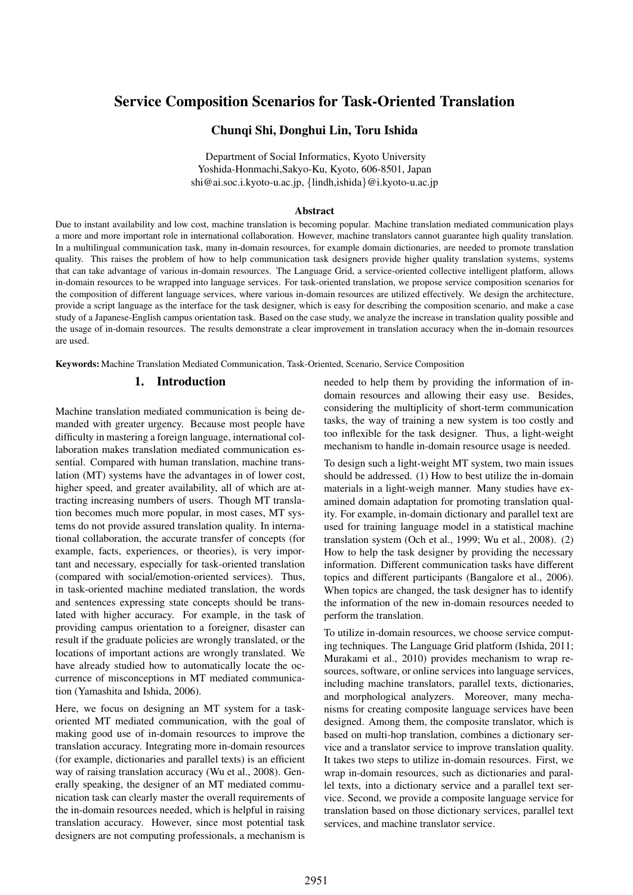# Service Composition Scenarios for Task-Oriented Translation

**Chunqi Shi, Donghui Lin, Toru Ishida**

Department of Social Informatics, Kyoto University
Yoshida-Honmachi,Sakyo-Ku, Kyoto, 606-8501, Japan
shi@ai.soc.i.kyoto-u.ac.jp, {lindh,ishida}@i.kyoto-u.ac.jp

### Abstract

Due to instant availability and low cost, machine translation is becoming popular. Machine translation mediated communication plays a more and more important role in international collaboration. However, machine translators cannot guarantee high quality translation. In a multilingual communication task, many in-domain resources, for example domain dictionaries, are needed to promote translation quality. This raises the problem of how to help communication task designers provide higher quality translation systems, systems that can take advantage of various in-domain resources. The Language Grid, a service-oriented collective intelligent platform, allows in-domain resources to be wrapped into language services. For task-oriented translation, we propose service composition scenarios for the composition of different language services, where various in-domain resources are utilized effectively. We design the architecture, provide a script language as the interface for the task designer, which is easy for describing the composition scenario, and make a case study of a Japanese-English campus orientation task. Based on the case study, we analyze the increase in translation quality possible and the usage of in-domain resources. The results demonstrate a clear improvement in translation accuracy when the in-domain resources are used.

**Keywords:** Machine Translation Mediated Communication, Task-Oriented, Scenario, Service Composition

## 1. Introduction

Machine translation mediated communication is being demanded with greater urgency. Because most people have difficulty in mastering a foreign language, international collaboration makes translation mediated communication essential. Compared with human translation, machine translation (MT) systems have the advantages in of lower cost, higher speed, and greater availability, all of which are attracting increasing numbers of users. Though MT translation becomes much more popular, in most cases, MT systems do not provide assured translation quality. In international collaboration, the accurate transfer of concepts (for example, facts, experiences, or theories), is very important and necessary, especially for task-oriented translation (compared with social/emotion-oriented services). Thus, in task-oriented machine mediated translation, the words and sentences expressing state concepts should be translated with higher accuracy. For example, in the task of providing campus orientation to a foreigner, disaster can result if the graduate policies are wrongly translated, or the locations of important actions are wrongly translated. We have already studied how to automatically locate the occurrence of misconceptions in MT mediated communication (Yamashita and Ishida, 2006).

Here, we focus on designing an MT system for a task-oriented MT mediated communication, with the goal of making good use of in-domain resources to improve the translation accuracy. Integrating more in-domain resources (for example, dictionaries and parallel texts) is an efficient way of raising translation accuracy (Wu et al., 2008). Generally speaking, the designer of an MT mediated communication task can clearly master the overall requirements of the in-domain resources needed, which is helpful in raising translation accuracy. However, since most potential task designers are not computing professionals, a mechanism is needed to help them by providing the information of in-domain resources and allowing their easy use. Besides, considering the multiplicity of short-term communication tasks, the way of training a new system is too costly and too inflexible for the task designer. Thus, a light-weight mechanism to handle in-domain resource usage is needed.

To design such a light-weight MT system, two main issues should be addressed. (1) How to best utilize the in-domain materials in a light-weigh manner. Many studies have examined domain adaptation for promoting translation quality. For example, in-domain dictionary and parallel text are used for training language model in a statistical machine translation system (Och et al., 1999; Wu et al., 2008). (2) How to help the task designer by providing the necessary information. Different communication tasks have different topics and different participants (Bangalore et al., 2006). When topics are changed, the task designer has to identify the information of the new in-domain resources needed to perform the translation.

To utilize in-domain resources, we choose service computing techniques. The Language Grid platform (Ishida, 2011; Murakami et al., 2010) provides mechanism to wrap resources, software, or online services into language services, including machine translators, parallel texts, dictionaries, and morphological analyzers. Moreover, many mechanisms for creating composite language services have been designed. Among them, the composite translator, which is based on multi-hop translation, combines a dictionary service and a translator service to improve translation quality. It takes two steps to utilize in-domain resources. First, we wrap in-domain resources, such as dictionaries and parallel texts, into a dictionary service and a parallel text service. Second, we provide a composite language service for translation based on those dictionary services, parallel text services, and machine translator service.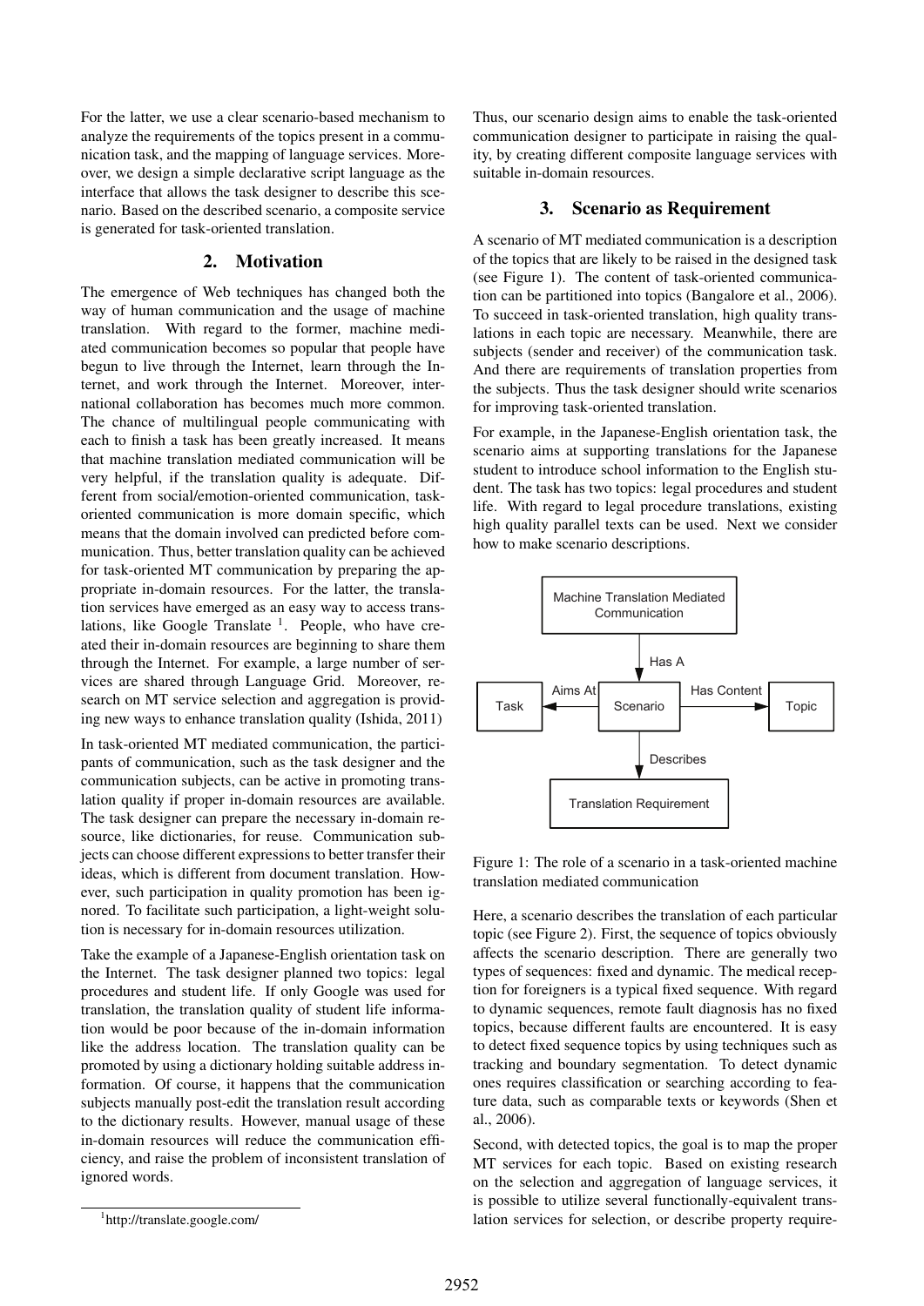For the latter, we use a clear scenario-based mechanism to analyze the requirements of the topics present in a communication task, and the mapping of language services. Moreover, we design a simple declarative script language as the interface that allows the task designer to describe this scenario. Based on the described scenario, a composite service is generated for task-oriented translation.

## 2. Motivation

The emergence of Web techniques has changed both the way of human communication and the usage of machine translation. With regard to the former, machine mediated communication becomes so popular that people have begun to live through the Internet, learn through the Internet, and work through the Internet. Moreover, international collaboration has becomes much more common. The chance of multilingual people communicating with each to finish a task has been greatly increased. It means that machine translation mediated communication will be very helpful, if the translation quality is adequate. Different from social/emotion-oriented communication, task-oriented communication is more domain specific, which means that the domain involved can predicted before communication. Thus, better translation quality can be achieved for task-oriented MT communication by preparing the appropriate in-domain resources. For the latter, the translation services have emerged as an easy way to access translations, like Google Translate [1]. People, who have created their in-domain resources are beginning to share them through the Internet. For example, a large number of services are shared through Language Grid. Moreover, research on MT service selection and aggregation is providing new ways to enhance translation quality (Ishida, 2011)

In task-oriented MT mediated communication, the participants of communication, such as the task designer and the communication subjects, can be active in promoting translation quality if proper in-domain resources are available. The task designer can prepare the necessary in-domain resource, like dictionaries, for reuse. Communication subjects can choose different expressions to better transfer their ideas, which is different from document translation. However, such participation in quality promotion has been ignored. To facilitate such participation, a light-weight solution is necessary for in-domain resources utilization.

Take the example of a Japanese-English orientation task on the Internet. The task designer planned two topics: legal procedures and student life. If only Google was used for translation, the translation quality of student life information would be poor because of the in-domain information like the address location. The translation quality can be promoted by using a dictionary holding suitable address information. Of course, it happens that the communication subjects manually post-edit the translation result according to the dictionary results. However, manual usage of these in-domain resources will reduce the communication efficiency, and raise the problem of inconsistent translation of ignored words.

[1] http://translate.google.com/

Thus, our scenario design aims to enable the task-oriented communication designer to participate in raising the quality, by creating different composite language services with suitable in-domain resources.

## 3. Scenario as Requirement

A scenario of MT mediated communication is a description of the topics that are likely to be raised in the designed task (see Figure 1). The content of task-oriented communication can be partitioned into topics (Bangalore et al., 2006). To succeed in task-oriented translation, high quality translations in each topic are necessary. Meanwhile, there are subjects (sender and receiver) of the communication task. And there are requirements of translation properties from the subjects. Thus the task designer should write scenarios for improving task-oriented translation.

For example, in the Japanese-English orientation task, the scenario aims at supporting translations for the Japanese student to introduce school information to the English student. The task has two topics: legal procedures and student life. With regard to legal procedure translations, existing high quality parallel texts can be used. Next we consider how to make scenario descriptions.

Machine Translation Mediated Communication
Has A
Task
Aims At
Scenario
Has Content
Topic
Describes
Translation Requirement

Figure 1: The role of a scenario in a task-oriented machine translation mediated communication

Here, a scenario describes the translation of each particular topic (see Figure 2). First, the sequence of topics obviously affects the scenario description. There are generally two types of sequences: fixed and dynamic. The medical reception for foreigners is a typical fixed sequence. With regard to dynamic sequences, remote fault diagnosis has no fixed topics, because different faults are encountered. It is easy to detect fixed sequence topics by using techniques such as tracking and boundary segmentation. To detect dynamic ones requires classification or searching according to feature data, such as comparable texts or keywords (Shen et al., 2006).

Second, with detected topics, the goal is to map the proper MT services for each topic. Based on existing research on the selection and aggregation of language services, it is possible to utilize several functionally-equivalent translation services for selection, or describe property require-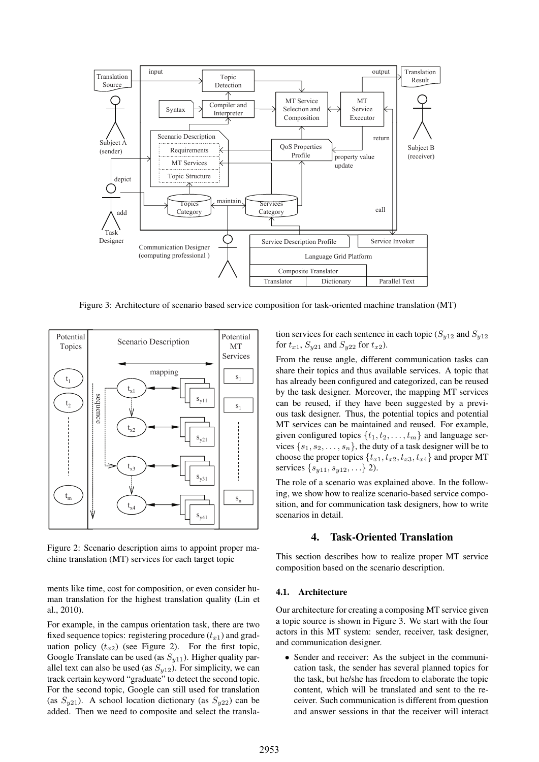Figure 3: Architecture of scenario based service composition for task-oriented machine translation (MT)

Figure 2: Scenario description aims to appoint proper machine translation (MT) services for each target topic

ments like time, cost for composition, or even consider human translation for the highest translation quality (Lin et al., 2010).

For example, in the campus orientation task, there are two fixed sequence topics: registering procedure ($t_{x1}$) and graduation policy ($t_{x2}$) (see Figure 2). For the first topic, Google Translate can be used (as $S_{y11}$). Higher quality parallel text can also be used (as $S_{y12}$). For simplicity, we can track certain keyword "graduate" to detect the second topic. For the second topic, Google can still used for translation (as $S_{y21}$). A school location dictionary (as $S_{y22}$) can be added. Then we need to composite and select the translation services for each sentence in each topic ($S_{y12}$ and $S_{y12}$ for $t_{x1}$, $S_{y21}$ and $S_{y22}$ for $t_{x2}$).

From the reuse angle, different communication tasks can share their topics and thus available services. A topic that has already been configured and categorized, can be reused by the task designer. Moreover, the mapping MT services can be reused, if they have been suggested by a previous task designer. Thus, the potential topics and potential MT services can be maintained and reused. For example, given configured topics $\{t_1, t_2, \ldots, t_m\}$ and language services $\{s_1, s_2, \ldots, s_n\}$, the duty of a task designer will be to choose the proper topics $\{t_{x1}, t_{x2}, t_{x3}, t_{x4}\}$ and proper MT services $\{s_{y11}, s_{y12}, \ldots\}$ 2).

The role of a scenario was explained above. In the following, we show how to realize scenario-based service composition, and for communication task designers, how to write scenarios in detail.

## 4. Task-Oriented Translation

This section describes how to realize proper MT service composition based on the scenario description.

### 4.1. Architecture

Our architecture for creating a composing MT service given a topic source is shown in Figure 3. We start with the four actors in this MT system: sender, receiver, task designer, and communication designer.

- Sender and receiver: As the subject in the communication task, the sender has several planned topics for the task, but he/she has freedom to elaborate the topic content, which will be translated and sent to the receiver. Such communication is different from question and answer sessions in that the receiver will interact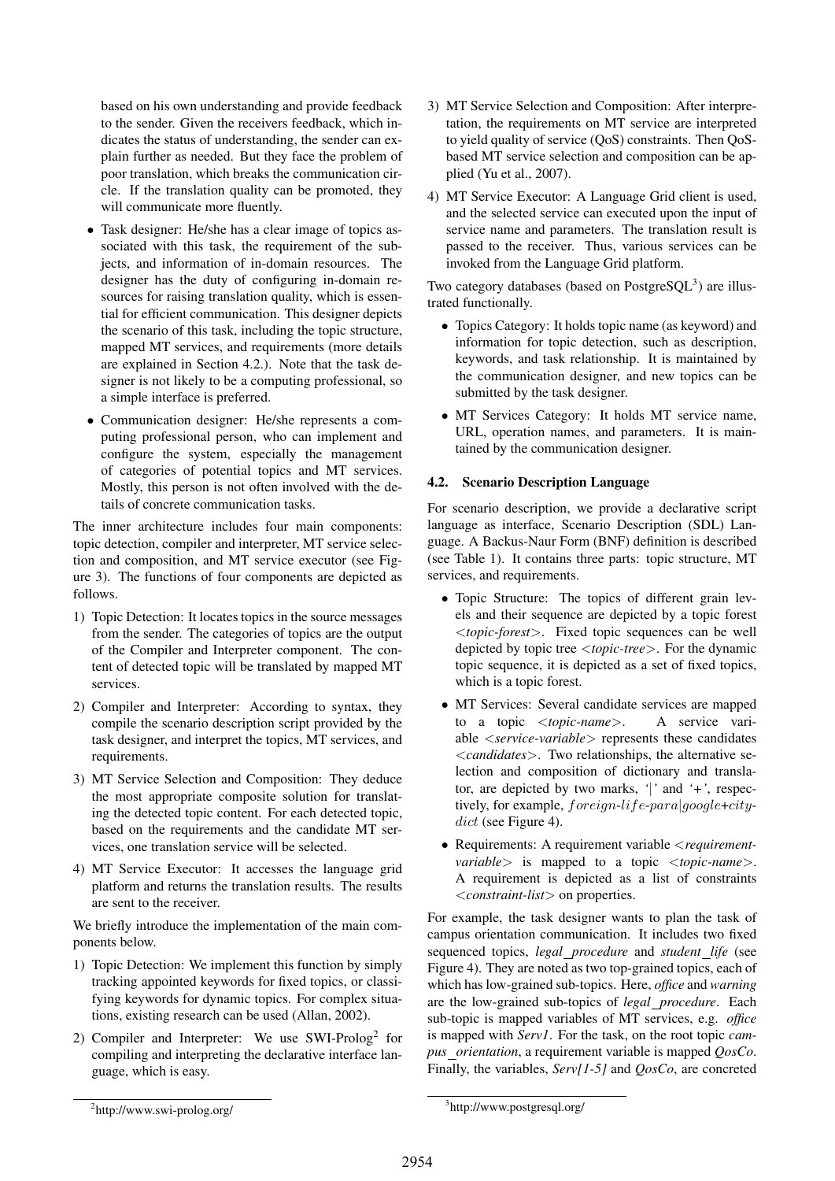based on his own understanding and provide feedback to the sender. Given the receivers feedback, which indicates the status of understanding, the sender can explain further as needed. But they face the problem of poor translation, which breaks the communication circle. If the translation quality can be promoted, they will communicate more fluently.

- Task designer: He/she has a clear image of topics associated with this task, the requirement of the subjects, and information of in-domain resources. The designer has the duty of configuring in-domain resources for raising translation quality, which is essential for efficient communication. This designer depicts the scenario of this task, including the topic structure, mapped MT services, and requirements (more details are explained in Section 4.2.). Note that the task designer is not likely to be a computing professional, so a simple interface is preferred.
- Communication designer: He/she represents a computing professional person, who can implement and configure the system, especially the management of categories of potential topics and MT services. Mostly, this person is not often involved with the details of concrete communication tasks.

The inner architecture includes four main components: topic detection, compiler and interpreter, MT service selection and composition, and MT service executor (see Figure 3). The functions of four components are depicted as follows.

1) Topic Detection: It locates topics in the source messages from the sender. The categories of topics are the output of the Compiler and Interpreter component. The content of detected topic will be translated by mapped MT services.
2) Compiler and Interpreter: According to syntax, they compile the scenario description script provided by the task designer, and interpret the topics, MT services, and requirements.
3) MT Service Selection and Composition: They deduce the most appropriate composite solution for translating the detected topic content. For each detected topic, based on the requirements and the candidate MT services, one translation service will be selected.
4) MT Service Executor: It accesses the language grid platform and returns the translation results. The results are sent to the receiver.

We briefly introduce the implementation of the main components below.

1) Topic Detection: We implement this function by simply tracking appointed keywords for fixed topics, or classifying keywords for dynamic topics. For complex situations, existing research can be used (Allan, 2002).
2) Compiler and Interpreter: We use SWI-Prolog[2] for compiling and interpreting the declarative interface language, which is easy.
3) MT Service Selection and Composition: After interpretation, the requirements on MT service are interpreted to yield quality of service (QoS) constraints. Then QoS-based MT service selection and composition can be applied (Yu et al., 2007).
4) MT Service Executor: A Language Grid client is used, and the selected service can executed upon the input of service name and parameters. The translation result is passed to the receiver. Thus, various services can be invoked from the Language Grid platform.

Two category databases (based on PostgreSQL[3]) are illustrated functionally.

- Topics Category: It holds topic name (as keyword) and information for topic detection, such as description, keywords, and task relationship. It is maintained by the communication designer, and new topics can be submitted by the task designer.
- MT Services Category: It holds MT service name, URL, operation names, and parameters. It is maintained by the communication designer.

### 4.2. Scenario Description Language

For scenario description, we provide a declarative script language as interface, Scenario Description (SDL) Language. A Backus-Naur Form (BNF) definition is described (see Table 1). It contains three parts: topic structure, MT services, and requirements.

- Topic Structure: The topics of different grain levels and their sequence are depicted by a topic forest <*topic-forest*>. Fixed topic sequences can be well depicted by topic tree <*topic-tree*>. For the dynamic topic sequence, it is depicted as a set of fixed topics, which is a topic forest.
- MT Services: Several candidate services are mapped to a topic <*topic-name*>. A service variable <*service-variable*> represents these candidates <*candidates*>. Two relationships, the alternative selection and composition of dictionary and translator, are depicted by two marks, '|' and '+', respectively, for example, *foreign-life-para|google+city-dict* (see Figure 4).
- Requirements: A requirement variable <*requirement-variable*> is mapped to a topic <*topic-name*>. A requirement is depicted as a list of constraints <*constraint-list*> on properties.

For example, the task designer wants to plan the task of campus orientation communication. It includes two fixed sequenced topics, *legal_procedure* and *student_life* (see Figure 4). They are noted as two top-grained topics, each of which has low-grained sub-topics. Here, *office* and *warning* are the low-grained sub-topics of *legal_procedure*. Each sub-topic is mapped variables of MT services, e.g. *office* is mapped with *Serv1*. For the task, on the root topic *campus_orientation*, a requirement variable is mapped *QosCo*. Finally, the variables, *Serv[1-5]* and *QosCo*, are concreted

[2] http://www.swi-prolog.org/

[3] http://www.postgresql.org/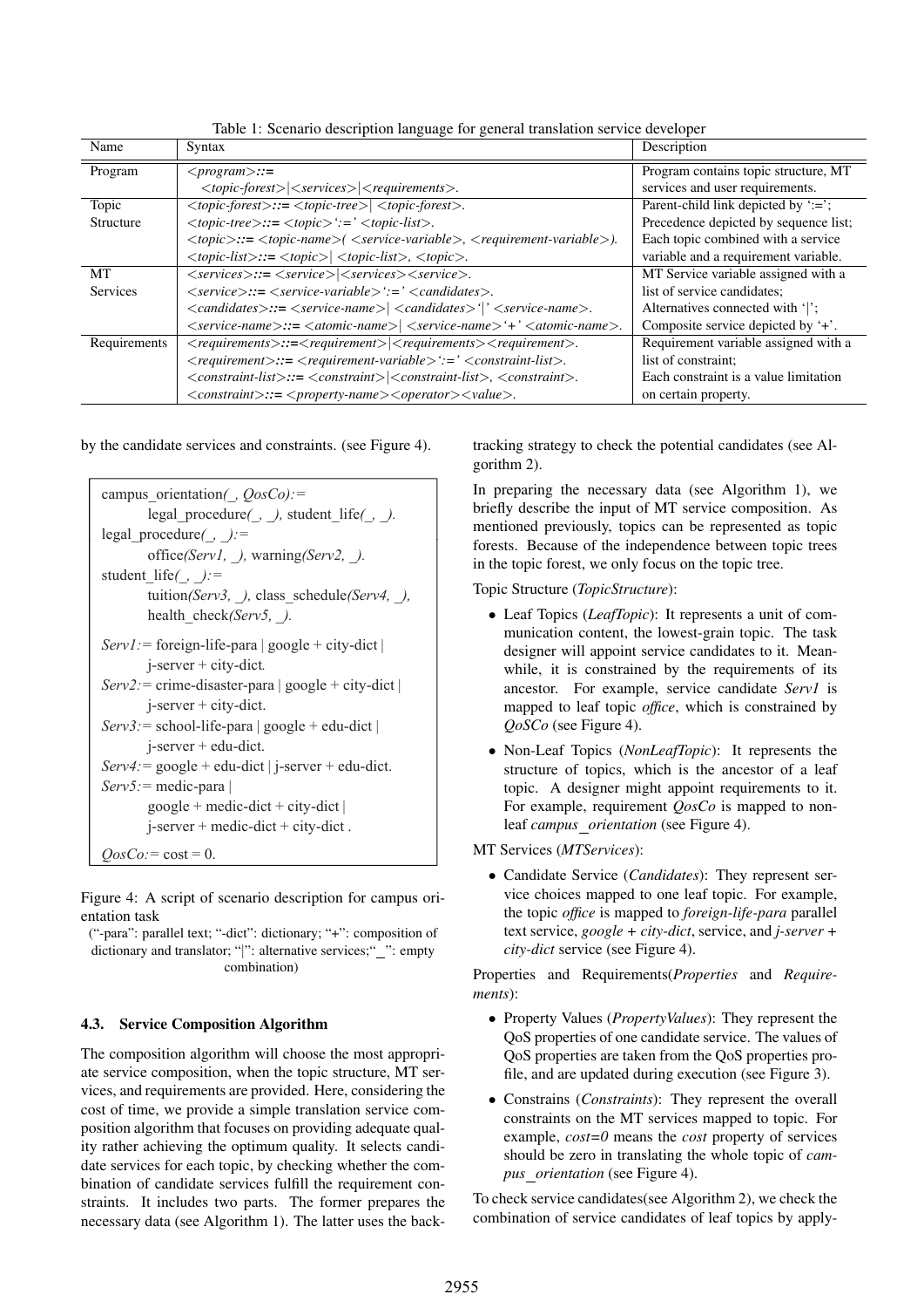Table 1: Scenario description language for general translation service developer

| Name | Syntax | Description |
|---|---|---|
| Program | *<program>::=* *<topic-forest>\|<services>\|<requirements>*. | Program contains topic structure, MT services and user requirements. |
| Topic Structure | *<topic-forest>::= <topic-tree>\| <topic-forest>*. *<topic-tree>::= <topic>':=' <topic-list>*. *<topic>::= <topic-name>( <service-variable>, <requirement-variable>)*. *<topic-list>::= <topic>\| <topic-list>, <topic>*. | Parent-child link depicted by ':='; Precedence depicted by sequence list; Each topic combined with a service variable and a requirement variable. |
| MT Services | *<services>::= <service>\|<services><service>*. *<service>::= <service-variable>':=' <candidates>*. *<candidates>::= <service-name>\| <candidates>'\|' <service-name>*. *<service-name>::= <atomic-name>\| <service-name>'+' <atomic-name>*. | MT Service variable assigned with a list of service candidates; Alternatives connected with '\|'; Composite service depicted by '+'. |
| Requirements | *<requirements>::=<requirement>\|<requirements><requirement>*. *<requirement>::= <requirement-variable>':=' <constraint-list>*. *<constraint-list>::= <constraint>\|<constraint-list>, <constraint>*. *<constraint>::= <property-name><operator><value>*. | Requirement variable assigned with a list of constraint; Each constraint is a value limitation on certain property. |

by the candidate services and constraints. (see Figure 4).

```
campus_orientation(_, QosCo):=
        legal_procedure(_, _), student_life(_, _).
legal_procedure(_, _):=
        office(Serv1, _), warning(Serv2, _).
student_life(_, _):=
        tuition(Serv3, _), class_schedule(Serv4, _),
        health_check(Serv5, _).

Serv1:= foreign-life-para | google + city-dict |
        j-server + city-dict.
Serv2:= crime-disaster-para | google + city-dict |
        j-server + city-dict.
Serv3:= school-life-para | google + edu-dict |
        j-server + edu-dict.
Serv4:= google + edu-dict | j-server + edu-dict.
Serv5:= medic-para |
        google + medic-dict + city-dict |
        j-server + medic-dict + city-dict .

QosCo:= cost = 0.
```

Figure 4: A script of scenario description for campus orientation task

("-para": parallel text; "-dict": dictionary; "+": composition of dictionary and translator; "|": alternative services;"_": empty combination)

### 4.3. Service Composition Algorithm

The composition algorithm will choose the most appropriate service composition, when the topic structure, MT services, and requirements are provided. Here, considering the cost of time, we provide a simple translation service composition algorithm that focuses on providing adequate quality rather achieving the optimum quality. It selects candidate services for each topic, by checking whether the combination of candidate services fulfill the requirement constraints. It includes two parts. The former prepares the necessary data (see Algorithm 1). The latter uses the backtracking strategy to check the potential candidates (see Algorithm 2).

In preparing the necessary data (see Algorithm 1), we briefly describe the input of MT service composition. As mentioned previously, topics can be represented as topic forests. Because of the independence between topic trees in the topic forest, we only focus on the topic tree.

Topic Structure (*TopicStructure*):

- Leaf Topics (*LeafTopic*): It represents a unit of communication content, the lowest-grain topic. The task designer will appoint service candidates to it. Meanwhile, it is constrained by the requirements of its ancestor. For example, service candidate *Serv1* is mapped to leaf topic *office*, which is constrained by *QoSCo* (see Figure 4).
- Non-Leaf Topics (*NonLeafTopic*): It represents the structure of topics, which is the ancestor of a leaf topic. A designer might appoint requirements to it. For example, requirement *QosCo* is mapped to non-leaf *campus_orientation* (see Figure 4).

MT Services (*MTServices*):

- Candidate Service (*Candidates*): They represent service choices mapped to one leaf topic. For example, the topic *office* is mapped to *foreign-life-para* parallel text service, *google + city-dict*, service, and *j-server + city-dict* service (see Figure 4).

Properties and Requirements(*Properties* and *Requirements*):

- Property Values (*PropertyValues*): They represent the QoS properties of one candidate service. The values of QoS properties are taken from the QoS properties profile, and are updated during execution (see Figure 3).
- Constrains (*Constraints*): They represent the overall constraints on the MT services mapped to topic. For example, *cost=0* means the *cost* property of services should be zero in translating the whole topic of *campus_orientation* (see Figure 4).

To check service candidates(see Algorithm 2), we check the combination of service candidates of leaf topics by apply-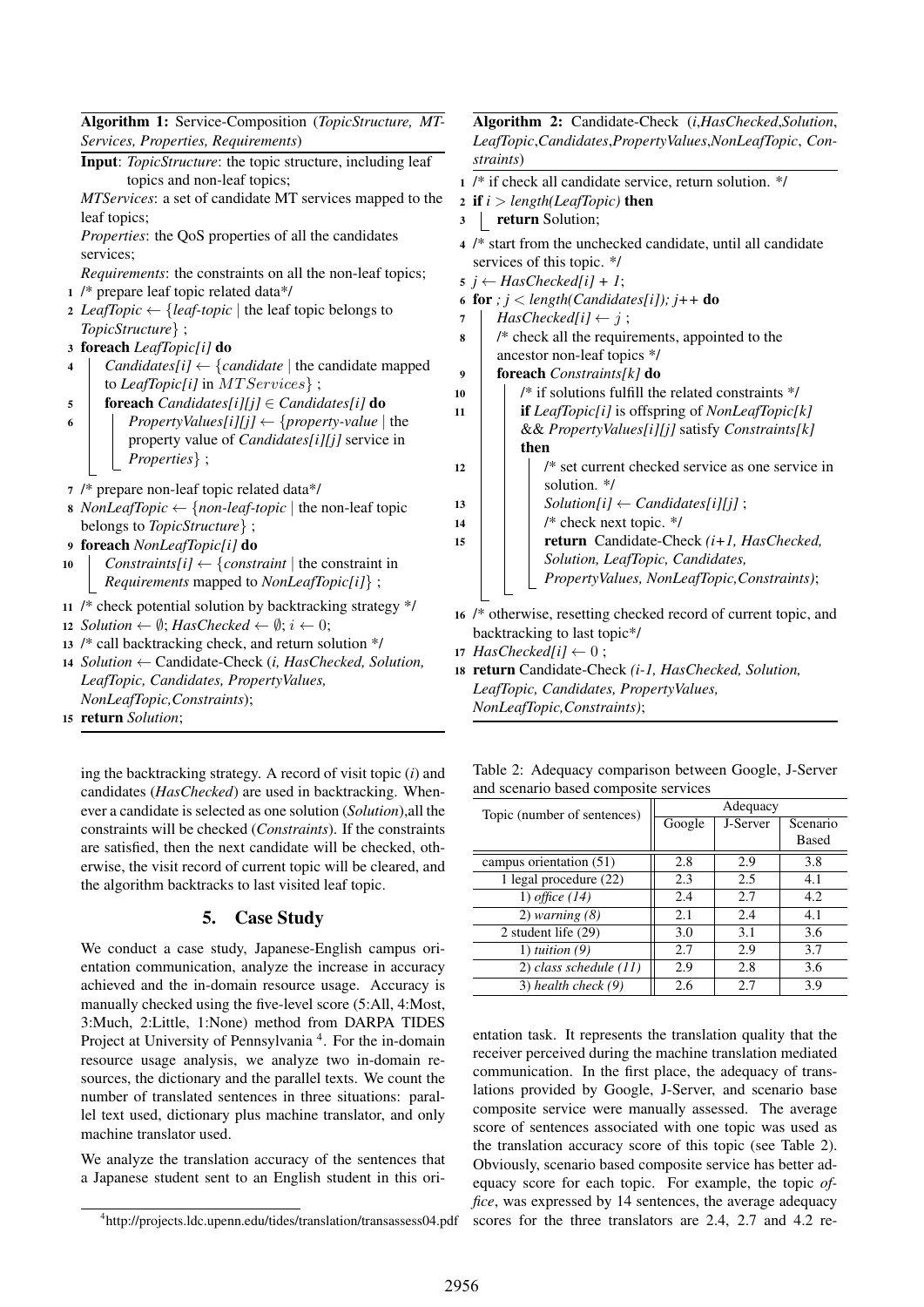**Algorithm 1:** Service-Composition (*TopicStructure, MTServices, Properties, Requirements*)

```
Input: TopicStructure: the topic structure, including leaf
       topics and non-leaf topics;
       MTServices: a set of candidate MT services mapped to the
       leaf topics;
       Properties: the QoS properties of all the candidates
       services;
       Requirements: the constraints on all the non-leaf topics;
1  /* prepare leaf topic related data*/
2  LeafTopic ← {leaf-topic | the leaf topic belongs to
   TopicStructure} ;
3  foreach LeafTopic[i] do
4      Candidates[i] ← {candidate | the candidate mapped
       to LeafTopic[i] in MTServices} ;
5      foreach Candidates[i][j] ∈ Candidates[i] do
6          PropertyValues[i][j] ← {property-value | the
           property value of Candidates[i][j] service in
           Properties} ;
7  /* prepare non-leaf topic related data*/
8  NonLeafTopic ← {non-leaf-topic | the non-leaf topic
   belongs to TopicStructure} ;
9  foreach NonLeafTopic[i] do
10     Constraints[i] ← {constraint | the constraint in
       Requirements mapped to NonLeafTopic[i]} ;
11 /* check potential solution by backtracking strategy */
12 Solution ← ∅; HasChecked ← ∅; i ← 0;
13 /* call backtracking check, and return solution */
14 Solution ← Candidate-Check (i, HasChecked, Solution,
   LeafTopic, Candidates, PropertyValues,
   NonLeafTopic,Constraints);
15 return Solution;
```

**Algorithm 2:** Candidate-Check (*i,HasChecked,Solution, LeafTopic,Candidates,PropertyValues,NonLeafTopic, Constraints*)

```
1  /* if check all candidate service, return solution. */
2  if i > length(LeafTopic) then
3      return Solution;
4  /* start from the unchecked candidate, until all candidate
   services of this topic. */
5  j ← HasChecked[i] + 1;
6  for ; j < length(Candidates[i]); j++ do
7      HasChecked[i] ← j ;
8      /* check all the requirements, appointed to the
       ancestor non-leaf topics */
9      foreach Constraints[k] do
10         /* if solutions fulfill the related constraints */
11         if LeafTopic[i] is offspring of NonLeafTopic[k]
           && PropertyValues[i][j] satisfy Constraints[k]
           then
12             /* set current checked service as one service in
               solution. */
13             Solution[i] ← Candidates[i][j] ;
14             /* check next topic. */
15             return Candidate-Check (i+1, HasChecked,
               Solution, LeafTopic, Candidates,
               PropertyValues, NonLeafTopic,Constraints);
16 /* otherwise, resetting checked record of current topic, and
   backtracking to last topic*/
17 HasChecked[i] ← 0 ;
18 return Candidate-Check (i-1, HasChecked, Solution,
   LeafTopic, Candidates, PropertyValues,
   NonLeafTopic,Constraints);
```

ing the backtracking strategy. A record of visit topic (*i*) and candidates (*HasChecked*) are used in backtracking. Whenever a candidate is selected as one solution (*Solution*),all the constraints will be checked (*Constraints*). If the constraints are satisfied, then the next candidate will be checked, otherwise, the visit record of current topic will be cleared, and the algorithm backtracks to last visited leaf topic.

## 5. Case Study

We conduct a case study, Japanese-English campus orientation communication, analyze the increase in accuracy achieved and the in-domain resource usage. Accuracy is manually checked using the five-level score (5:All, 4:Most, 3:Much, 2:Little, 1:None) method from DARPA TIDES Project at University of Pennsylvania [4]. For the in-domain resource usage analysis, we analyze two in-domain resources, the dictionary and the parallel texts. We count the number of translated sentences in three situations: parallel text used, dictionary plus machine translator, and only machine translator used.

We analyze the translation accuracy of the sentences that a Japanese student sent to an English student in this orientation task. It represents the translation quality that the receiver perceived during the machine translation mediated communication. In the first place, the adequacy of translations provided by Google, J-Server, and scenario base composite service were manually assessed. The average score of sentences associated with one topic was used as the translation accuracy score of this topic (see Table 2). Obviously, scenario based composite service has better adequacy score for each topic. For example, the topic *office*, was expressed by 14 sentences, the average adequacy scores for the three translators are 2.4, 2.7 and 4.2 re-

Table 2: Adequacy comparison between Google, J-Server and scenario based composite services

| Topic (number of sentences) | Adequacy | | |
|---|---|---|---|
| | Google | J-Server | Scenario Based |
| campus orientation (51) | 2.8 | 2.9 | 3.8 |
| 1 legal procedure (22) | 2.3 | 2.5 | 4.1 |
| 1) *office (14)* | 2.4 | 2.7 | 4.2 |
| 2) *warning (8)* | 2.1 | 2.4 | 4.1 |
| 2 student life (29) | 3.0 | 3.1 | 3.6 |
| 1) *tuition (9)* | 2.7 | 2.9 | 3.7 |
| 2) *class schedule (11)* | 2.9 | 2.8 | 3.6 |
| 3) *health check (9)* | 2.6 | 2.7 | 3.9 |

[4] http://projects.ldc.upenn.edu/tides/translation/transassess04.pdf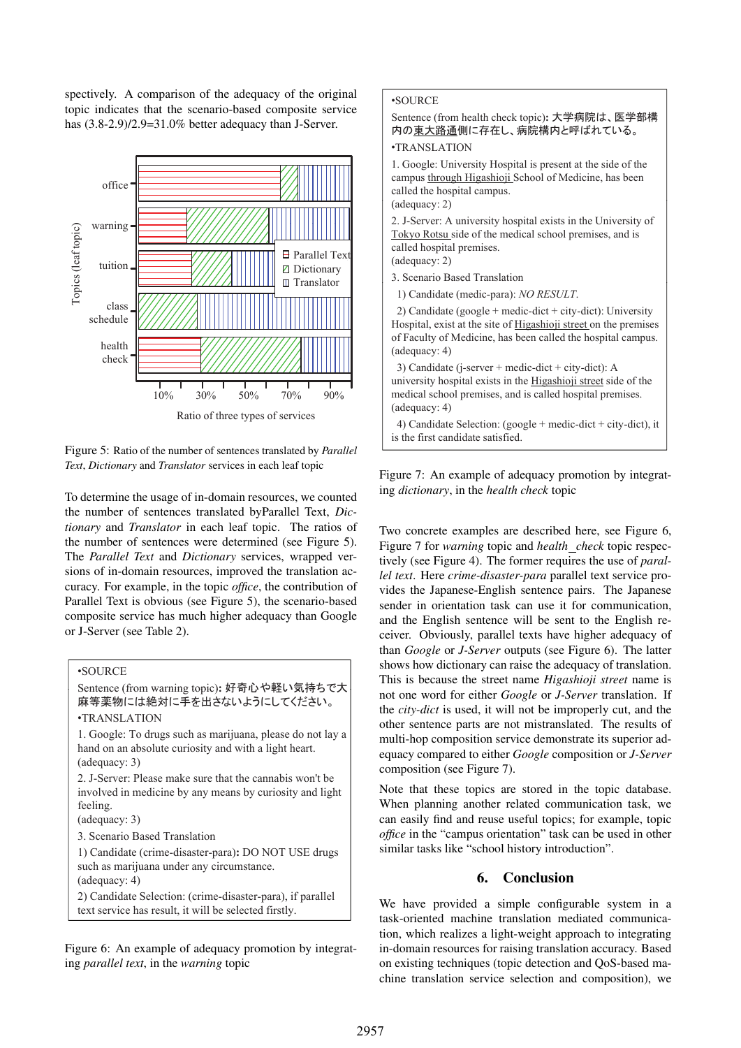spectively. A comparison of the adequacy of the original topic indicates that the scenario-based composite service has (3.8-2.9)/2.9=31.0% better adequacy than J-Server.

office
warning
tuition
class schedule
health check
Topics (leaf topic)
Parallel Text
Dictionary
Translator
10% 30% 50% 70% 90%
Ratio of three types of services

Figure 5: Ratio of the number of sentences translated by *Parallel Text*, *Dictionary* and *Translator* services in each leaf topic

To determine the usage of in-domain resources, we counted the number of sentences translated byParallel Text, *Dictionary* and *Translator* in each leaf topic. The ratios of the number of sentences were determined (see Figure 5). The *Parallel Text* and *Dictionary* services, wrapped versions of in-domain resources, improved the translation accuracy. For example, in the topic *office*, the contribution of Parallel Text is obvious (see Figure 5), the scenario-based composite service has much higher adequacy than Google or J-Server (see Table 2).

•SOURCE

Sentence (from warning topic): 好奇心や軽い気持ちで大麻等薬物には絶対に手を出さないようにしてください。

•TRANSLATION

1. Google: To drugs such as marijuana, please do not lay a hand on an absolute curiosity and with a light heart.
(adequacy: 3)

2. J-Server: Please make sure that the cannabis won't be involved in medicine by any means by curiosity and light feeling.
(adequacy: 3)

3. Scenario Based Translation

1) Candidate (crime-disaster-para): DO NOT USE drugs such as marijuana under any circumstance.
(adequacy: 4)

2) Candidate Selection: (crime-disaster-para), if parallel text service has result, it will be selected firstly.

Figure 6: An example of adequacy promotion by integrating *parallel text*, in the *warning* topic

•SOURCE

Sentence (from health check topic): 大学病院は、医学部構内の<u>東大路通</u>側に存在し、病院構内と呼ばれている。

•TRANSLATION

1. Google: University Hospital is present at the side of the campus <u>through Higashioji</u> School of Medicine, has been called the hospital campus.
(adequacy: 2)

2. J-Server: A university hospital exists in the University of <u>Tokyo Rotsu</u> side of the medical school premises, and is called hospital premises.
(adequacy: 2)

3. Scenario Based Translation

1) Candidate (medic-para): *NO RESULT.*

2) Candidate (google + medic-dict + city-dict): University Hospital, exist at the site of <u>Higashioji street</u> on the premises of Faculty of Medicine, has been called the hospital campus.
(adequacy: 4)

3) Candidate (j-server + medic-dict + city-dict): A university hospital exists in the <u>Higashioji street</u> side of the medical school premises, and is called hospital premises.
(adequacy: 4)

4) Candidate Selection: (google + medic-dict + city-dict), it is the first candidate satisfied.

Figure 7: An example of adequacy promotion by integrating *dictionary*, in the *health check* topic

Two concrete examples are described here, see Figure 6, Figure 7 for *warning* topic and *health_check* topic respectively (see Figure 4). The former requires the use of *parallel text*. Here *crime-disaster-para* parallel text service provides the Japanese-English sentence pairs. The Japanese sender in orientation task can use it for communication, and the English sentence will be sent to the English receiver. Obviously, parallel texts have higher adequacy of than *Google* or *J-Server* outputs (see Figure 6). The latter shows how dictionary can raise the adequacy of translation. This is because the street name *Higashioji street* name is not one word for either *Google* or *J-Server* translation. If the *city-dict* is used, it will not be improperly cut, and the other sentence parts are not mistranslated. The results of multi-hop composition service demonstrate its superior adequacy compared to either *Google* composition or *J-Server* composition (see Figure 7).

Note that these topics are stored in the topic database. When planning another related communication task, we can easily find and reuse useful topics; for example, topic *office* in the "campus orientation" task can be used in other similar tasks like "school history introduction".

## 6. Conclusion

We have provided a simple configurable system in a task-oriented machine translation mediated communication, which realizes a light-weight approach to integrating in-domain resources for raising translation accuracy. Based on existing techniques (topic detection and QoS-based machine translation service selection and composition), we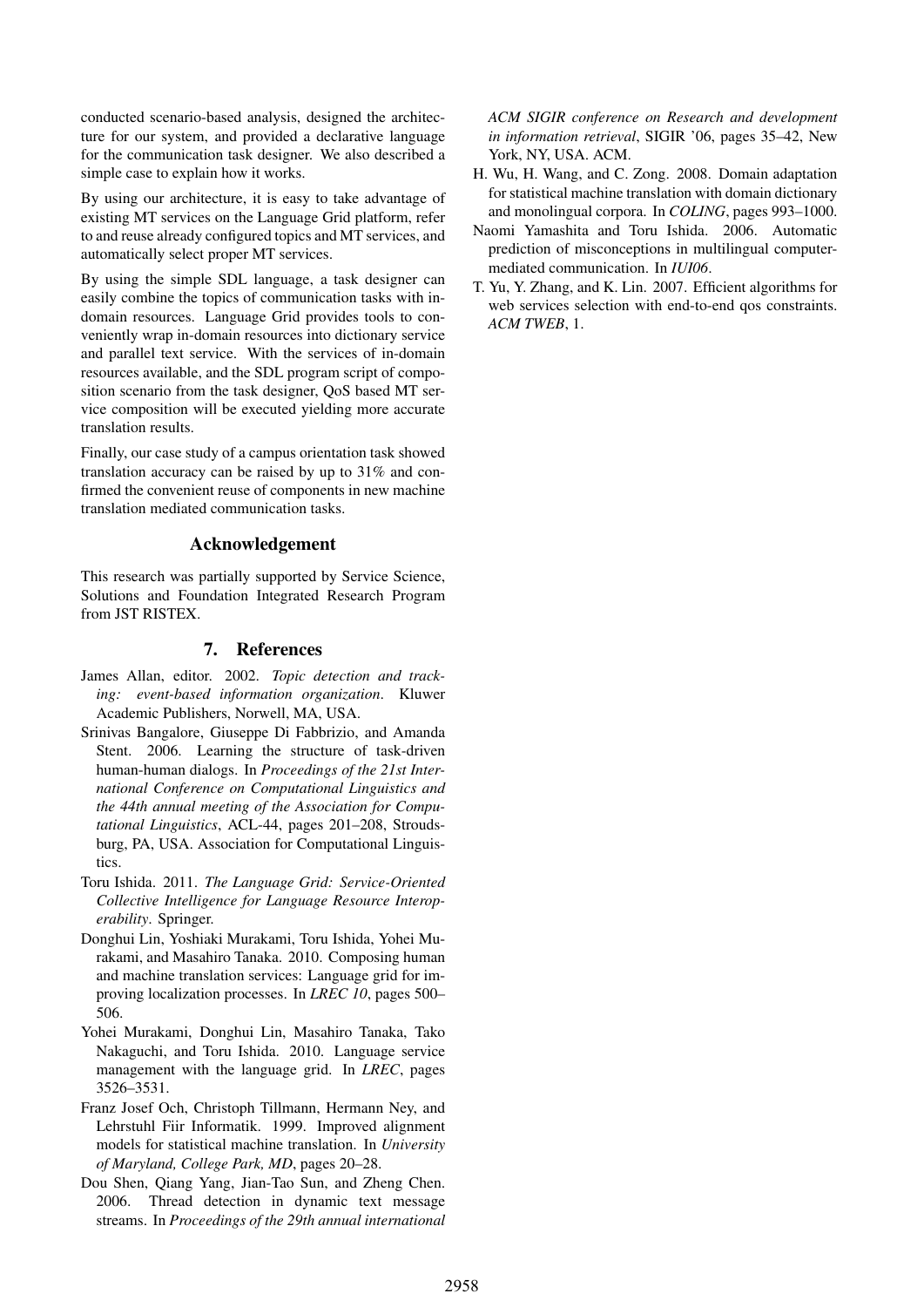conducted scenario-based analysis, designed the architecture for our system, and provided a declarative language for the communication task designer. We also described a simple case to explain how it works.

By using our architecture, it is easy to take advantage of existing MT services on the Language Grid platform, refer to and reuse already configured topics and MT services, and automatically select proper MT services.

By using the simple SDL language, a task designer can easily combine the topics of communication tasks with in-domain resources. Language Grid provides tools to conveniently wrap in-domain resources into dictionary service and parallel text service. With the services of in-domain resources available, and the SDL program script of composition scenario from the task designer, QoS based MT service composition will be executed yielding more accurate translation results.

Finally, our case study of a campus orientation task showed translation accuracy can be raised by up to 31% and confirmed the convenient reuse of components in new machine translation mediated communication tasks.

## Acknowledgement

This research was partially supported by Service Science, Solutions and Foundation Integrated Research Program from JST RISTEX.

## 7. References

James Allan, editor. 2002. *Topic detection and tracking: event-based information organization*. Kluwer Academic Publishers, Norwell, MA, USA.

Srinivas Bangalore, Giuseppe Di Fabbrizio, and Amanda Stent. 2006. Learning the structure of task-driven human-human dialogs. In *Proceedings of the 21st International Conference on Computational Linguistics and the 44th annual meeting of the Association for Computational Linguistics*, ACL-44, pages 201–208, Stroudsburg, PA, USA. Association for Computational Linguistics.

Toru Ishida. 2011. *The Language Grid: Service-Oriented Collective Intelligence for Language Resource Interoperability*. Springer.

Donghui Lin, Yoshiaki Murakami, Toru Ishida, Yohei Murakami, and Masahiro Tanaka. 2010. Composing human and machine translation services: Language grid for improving localization processes. In *LREC 10*, pages 500–506.

Yohei Murakami, Donghui Lin, Masahiro Tanaka, Tako Nakaguchi, and Toru Ishida. 2010. Language service management with the language grid. In *LREC*, pages 3526–3531.

Franz Josef Och, Christoph Tillmann, Hermann Ney, and Lehrstuhl Fiir Informatik. 1999. Improved alignment models for statistical machine translation. In *University of Maryland, College Park, MD*, pages 20–28.

Dou Shen, Qiang Yang, Jian-Tao Sun, and Zheng Chen. 2006. Thread detection in dynamic text message streams. In *Proceedings of the 29th annual international ACM SIGIR conference on Research and development in information retrieval*, SIGIR '06, pages 35–42, New York, NY, USA. ACM.

H. Wu, H. Wang, and C. Zong. 2008. Domain adaptation for statistical machine translation with domain dictionary and monolingual corpora. In *COLING*, pages 993–1000.

Naomi Yamashita and Toru Ishida. 2006. Automatic prediction of misconceptions in multilingual computer-mediated communication. In *IUI06*.

T. Yu, Y. Zhang, and K. Lin. 2007. Efficient algorithms for web services selection with end-to-end qos constraints. *ACM TWEB*, 1.